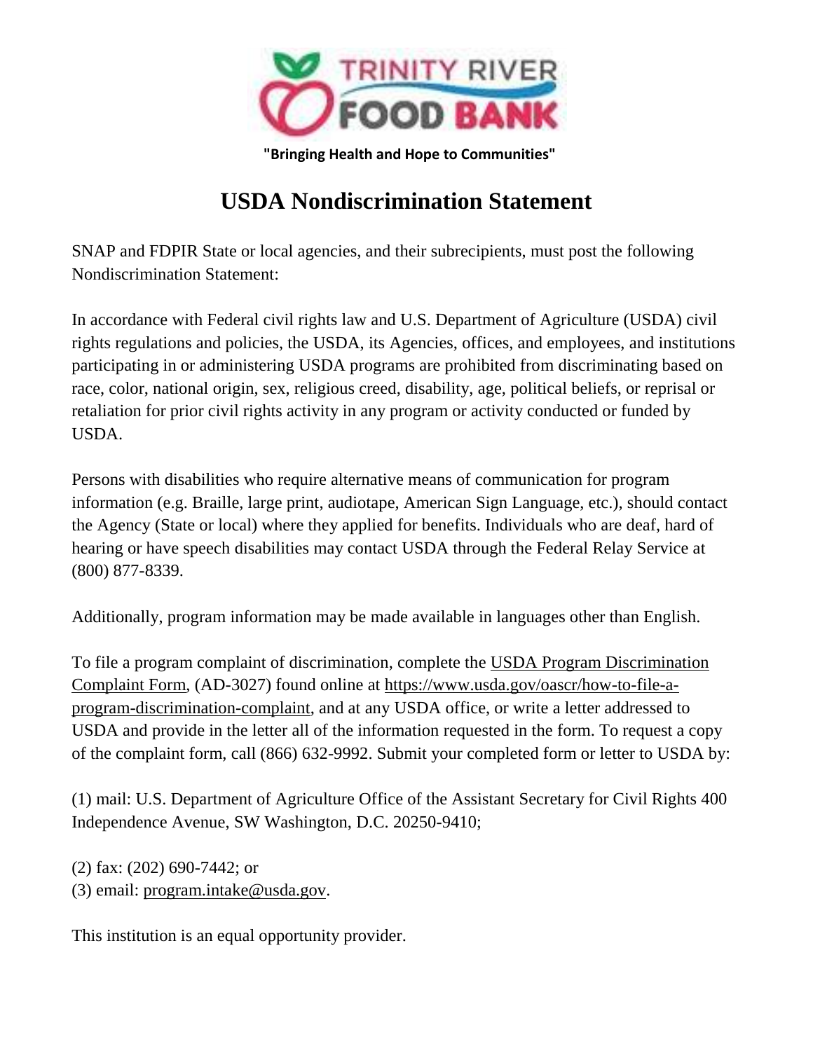TRINITY RIVER FOOD BANK

**"Bringing Health and Hope to Communities"**

# USDA Nondiscrimination Statement

SNAP and FDPIR State or local agencies, and their subrecipients, must post the following Nondiscrimination Statement:

In accordance with Federal civil rights law and U.S. Department of Agriculture (USDA) civil rights regulations and policies, the USDA, its Agencies, offices, and employees, and institutions participating in or administering USDA programs are prohibited from discriminating based on race, color, national origin, sex, religious creed, disability, age, political beliefs, or reprisal or retaliation for prior civil rights activity in any program or activity conducted or funded by USDA.

Persons with disabilities who require alternative means of communication for program information (e.g. Braille, large print, audiotape, American Sign Language, etc.), should contact the Agency (State or local) where they applied for benefits. Individuals who are deaf, hard of hearing or have speech disabilities may contact USDA through the Federal Relay Service at (800) 877-8339.

Additionally, program information may be made available in languages other than English.

To file a program complaint of discrimination, complete the USDA Program Discrimination Complaint Form, (AD-3027) found online at https://www.usda.gov/oascr/how-to-file-a-program-discrimination-complaint, and at any USDA office, or write a letter addressed to USDA and provide in the letter all of the information requested in the form. To request a copy of the complaint form, call (866) 632-9992. Submit your completed form or letter to USDA by:

(1) mail: U.S. Department of Agriculture Office of the Assistant Secretary for Civil Rights 400 Independence Avenue, SW Washington, D.C. 20250-9410;

(2) fax: (202) 690-7442; or
(3) email: program.intake@usda.gov.

This institution is an equal opportunity provider.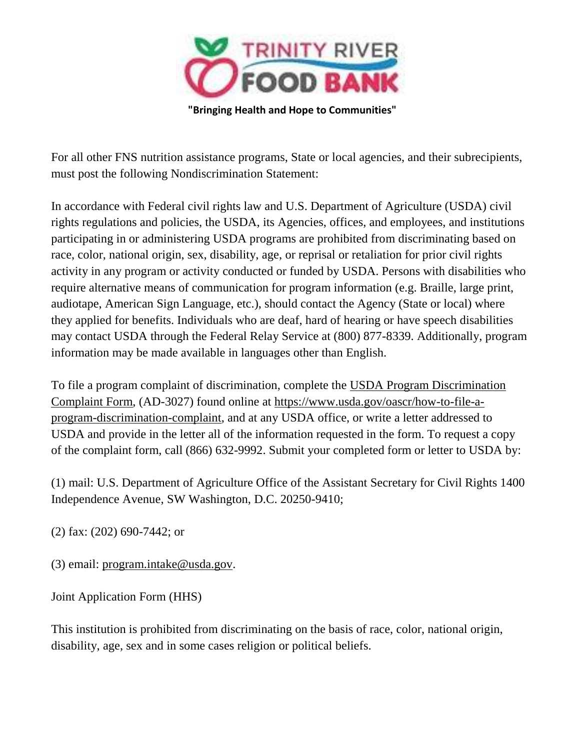TRINITY RIVER FOOD BANK

**"Bringing Health and Hope to Communities"**

For all other FNS nutrition assistance programs, State or local agencies, and their subrecipients, must post the following Nondiscrimination Statement:

In accordance with Federal civil rights law and U.S. Department of Agriculture (USDA) civil rights regulations and policies, the USDA, its Agencies, offices, and employees, and institutions participating in or administering USDA programs are prohibited from discriminating based on race, color, national origin, sex, disability, age, or reprisal or retaliation for prior civil rights activity in any program or activity conducted or funded by USDA. Persons with disabilities who require alternative means of communication for program information (e.g. Braille, large print, audiotape, American Sign Language, etc.), should contact the Agency (State or local) where they applied for benefits. Individuals who are deaf, hard of hearing or have speech disabilities may contact USDA through the Federal Relay Service at (800) 877-8339. Additionally, program information may be made available in languages other than English.

To file a program complaint of discrimination, complete the USDA Program Discrimination Complaint Form, (AD-3027) found online at https://www.usda.gov/oascr/how-to-file-a-program-discrimination-complaint, and at any USDA office, or write a letter addressed to USDA and provide in the letter all of the information requested in the form. To request a copy of the complaint form, call (866) 632-9992. Submit your completed form or letter to USDA by:

(1) mail: U.S. Department of Agriculture Office of the Assistant Secretary for Civil Rights 1400 Independence Avenue, SW Washington, D.C. 20250-9410;

(2) fax: (202) 690-7442; or

(3) email: program.intake@usda.gov.

Joint Application Form (HHS)

This institution is prohibited from discriminating on the basis of race, color, national origin, disability, age, sex and in some cases religion or political beliefs.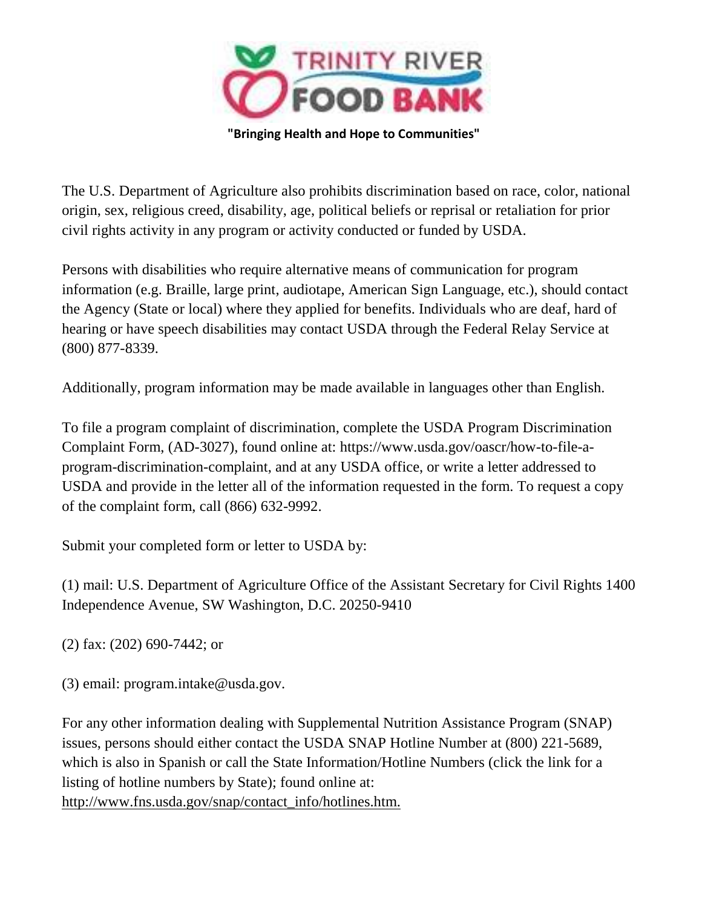"Bringing Health and Hope to Communities"

The U.S. Department of Agriculture also prohibits discrimination based on race, color, national origin, sex, religious creed, disability, age, political beliefs or reprisal or retaliation for prior civil rights activity in any program or activity conducted or funded by USDA.

Persons with disabilities who require alternative means of communication for program information (e.g. Braille, large print, audiotape, American Sign Language, etc.), should contact the Agency (State or local) where they applied for benefits. Individuals who are deaf, hard of hearing or have speech disabilities may contact USDA through the Federal Relay Service at (800) 877-8339.

Additionally, program information may be made available in languages other than English.

To file a program complaint of discrimination, complete the USDA Program Discrimination Complaint Form, (AD-3027), found online at: https://www.usda.gov/oascr/how-to-file-a-program-discrimination-complaint, and at any USDA office, or write a letter addressed to USDA and provide in the letter all of the information requested in the form. To request a copy of the complaint form, call (866) 632-9992.

Submit your completed form or letter to USDA by:

(1) mail: U.S. Department of Agriculture Office of the Assistant Secretary for Civil Rights 1400 Independence Avenue, SW Washington, D.C. 20250-9410

(2) fax: (202) 690-7442; or

(3) email: program.intake@usda.gov.

For any other information dealing with Supplemental Nutrition Assistance Program (SNAP) issues, persons should either contact the USDA SNAP Hotline Number at (800) 221-5689, which is also in Spanish or call the State Information/Hotline Numbers (click the link for a listing of hotline numbers by State); found online at: http://www.fns.usda.gov/snap/contact_info/hotlines.htm.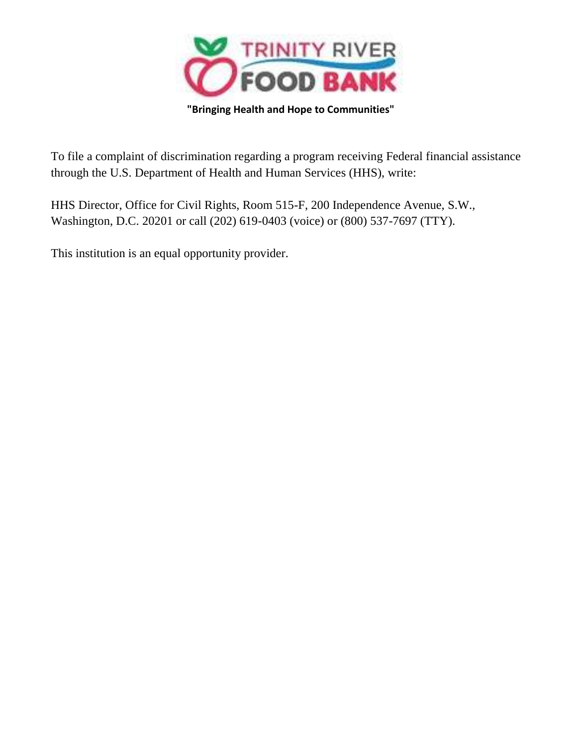# TRINITY RIVER FOOD BANK

**"Bringing Health and Hope to Communities"**

To file a complaint of discrimination regarding a program receiving Federal financial assistance through the U.S. Department of Health and Human Services (HHS), write:

HHS Director, Office for Civil Rights, Room 515-F, 200 Independence Avenue, S.W., Washington, D.C. 20201 or call (202) 619-0403 (voice) or (800) 537-7697 (TTY).

This institution is an equal opportunity provider.